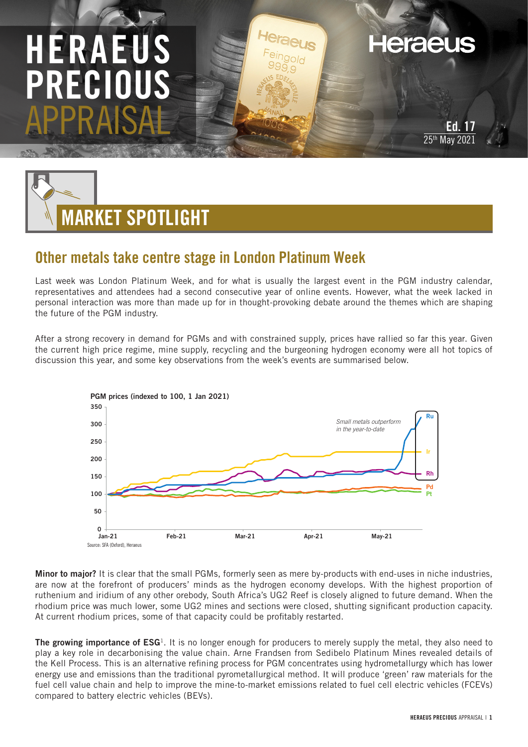# HERAEUS PRECIOUS APPRAISAL

**Ed. 17**
25th May 2021

## MARKET SPOTLIGHT

### Other metals take centre stage in London Platinum Week

Last week was London Platinum Week, and for what is usually the largest event in the PGM industry calendar, representatives and attendees had a second consecutive year of online events. However, what the week lacked in personal interaction was more than made up for in thought-provoking debate around the themes which are shaping the future of the PGM industry.

After a strong recovery in demand for PGMs and with constrained supply, prices have rallied so far this year. Given the current high price regime, mine supply, recycling and the burgeoning hydrogen economy were all hot topics of discussion this year, and some key observations from the week's events are summarised below.

**PGM prices (indexed to 100, 1 Jan 2021)**

*Small metals outperform in the year-to-date*

Source: SFA (Oxford), Heraeus

**Minor to major?** It is clear that the small PGMs, formerly seen as mere by-products with end-uses in niche industries, are now at the forefront of producers' minds as the hydrogen economy develops. With the highest proportion of ruthenium and iridium of any other orebody, South Africa's UG2 Reef is closely aligned to future demand. When the rhodium price was much lower, some UG2 mines and sections were closed, shutting significant production capacity. At current rhodium prices, some of that capacity could be profitably restarted.

**The growing importance of ESG**[1]. It is no longer enough for producers to merely supply the metal, they also need to play a key role in decarbonising the value chain. Arne Frandsen from Sedibelo Platinum Mines revealed details of the Kell Process. This is an alternative refining process for PGM concentrates using hydrometallurgy which has lower energy use and emissions than the traditional pyrometallurgical method. It will produce 'green' raw materials for the fuel cell value chain and help to improve the mine-to-market emissions related to fuel cell electric vehicles (FCEVs) compared to battery electric vehicles (BEVs).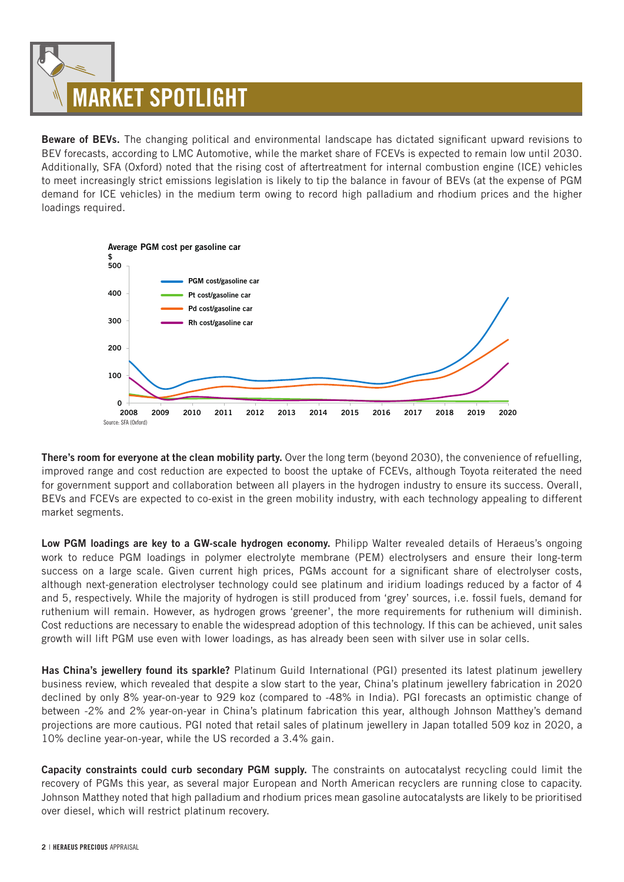# MARKET SPOTLIGHT

**Beware of BEVs.** The changing political and environmental landscape has dictated significant upward revisions to BEV forecasts, according to LMC Automotive, while the market share of FCEVs is expected to remain low until 2030. Additionally, SFA (Oxford) noted that the rising cost of aftertreatment for internal combustion engine (ICE) vehicles to meet increasingly strict emissions legislation is likely to tip the balance in favour of BEVs (at the expense of PGM demand for ICE vehicles) in the medium term owing to record high palladium and rhodium prices and the higher loadings required.

Average PGM cost per gasoline car

Source: SFA (Oxford)

**There's room for everyone at the clean mobility party.** Over the long term (beyond 2030), the convenience of refuelling, improved range and cost reduction are expected to boost the uptake of FCEVs, although Toyota reiterated the need for government support and collaboration between all players in the hydrogen industry to ensure its success. Overall, BEVs and FCEVs are expected to co-exist in the green mobility industry, with each technology appealing to different market segments.

**Low PGM loadings are key to a GW-scale hydrogen economy.** Philipp Walter revealed details of Heraeus's ongoing work to reduce PGM loadings in polymer electrolyte membrane (PEM) electrolysers and ensure their long-term success on a large scale. Given current high prices, PGMs account for a significant share of electrolyser costs, although next-generation electrolyser technology could see platinum and iridium loadings reduced by a factor of 4 and 5, respectively. While the majority of hydrogen is still produced from 'grey' sources, i.e. fossil fuels, demand for ruthenium will remain. However, as hydrogen grows 'greener', the more requirements for ruthenium will diminish. Cost reductions are necessary to enable the widespread adoption of this technology. If this can be achieved, unit sales growth will lift PGM use even with lower loadings, as has already been seen with silver use in solar cells.

**Has China's jewellery found its sparkle?** Platinum Guild International (PGI) presented its latest platinum jewellery business review, which revealed that despite a slow start to the year, China's platinum jewellery fabrication in 2020 declined by only 8% year-on-year to 929 koz (compared to -48% in India). PGI forecasts an optimistic change of between -2% and 2% year-on-year in China's platinum fabrication this year, although Johnson Matthey's demand projections are more cautious. PGI noted that retail sales of platinum jewellery in Japan totalled 509 koz in 2020, a 10% decline year-on-year, while the US recorded a 3.4% gain.

**Capacity constraints could curb secondary PGM supply.** The constraints on autocatalyst recycling could limit the recovery of PGMs this year, as several major European and North American recyclers are running close to capacity. Johnson Matthey noted that high palladium and rhodium prices mean gasoline autocatalysts are likely to be prioritised over diesel, which will restrict platinum recovery.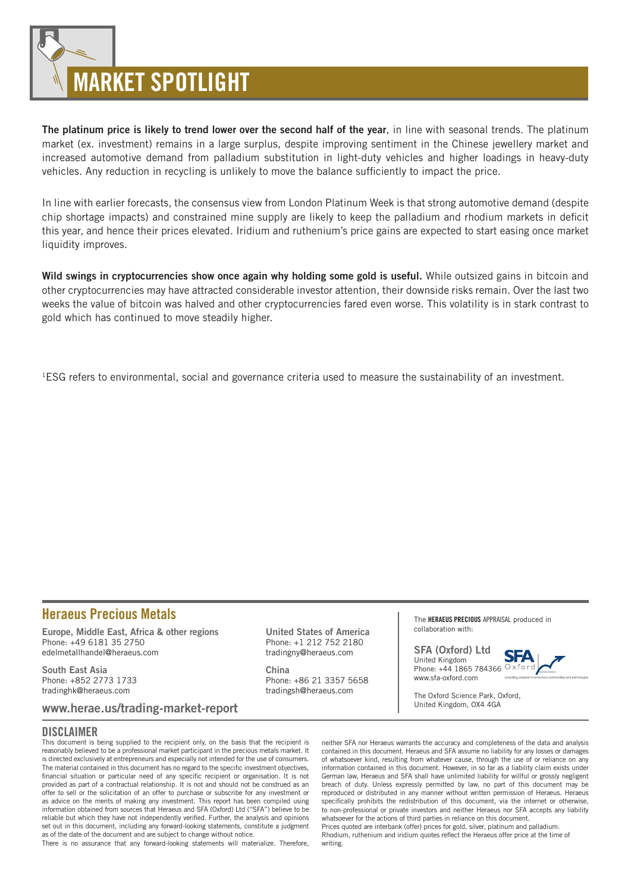# MARKET SPOTLIGHT

**The platinum price is likely to trend lower over the second half of the year**, in line with seasonal trends. The platinum market (ex. investment) remains in a large surplus, despite improving sentiment in the Chinese jewellery market and increased automotive demand from palladium substitution in light-duty vehicles and higher loadings in heavy-duty vehicles. Any reduction in recycling is unlikely to move the balance sufficiently to impact the price.

In line with earlier forecasts, the consensus view from London Platinum Week is that strong automotive demand (despite chip shortage impacts) and constrained mine supply are likely to keep the palladium and rhodium markets in deficit this year, and hence their prices elevated. Iridium and ruthenium's price gains are expected to start easing once market liquidity improves.

**Wild swings in cryptocurrencies show once again why holding some gold is useful.** While outsized gains in bitcoin and other cryptocurrencies may have attracted considerable investor attention, their downside risks remain. Over the last two weeks the value of bitcoin was halved and other cryptocurrencies fared even worse. This volatility is in stark contrast to gold which has continued to move steadily higher.

[1]ESG refers to environmental, social and governance criteria used to measure the sustainability of an investment.

## Heraeus Precious Metals

**Europe, Middle East, Africa & other regions**
Phone: +49 6181 35 2750
edelmetallhandel@heraeus.com

**South East Asia**
Phone: +852 2773 1733
tradinghk@heraeus.com

**United States of America**
Phone: +1 212 752 2180
tradingny@heraeus.com

**China**
Phone: +86 21 3357 5658
tradingsh@heraeus.com

**www.herae.us/trading-market-report**

The **HERAEUS PRECIOUS** APPRAISAL produced in collaboration with:

**SFA (Oxford) Ltd**
United Kingdom
Phone: +44 1865 784366
www.sfa-oxford.com

The Oxford Science Park, Oxford, United Kingdom, OX4 4GA

## DISCLAIMER

This document is being supplied to the recipient only, on the basis that the recipient is reasonably believed to be a professional market participant in the precious metals market. It is directed exclusively at entrepreneurs and especially not intended for the use of consumers. The material contained in this document has no regard to the specific investment objectives, financial situation or particular need of any specific recipient or organisation. It is not provided as part of a contractual relationship. It is not and should not be construed as an offer to sell or the solicitation of an offer to purchase or subscribe for any investment or as advice on the merits of making any investment. This report has been compiled using information obtained from sources that Heraeus and SFA (Oxford) Ltd ("SFA") believe to be reliable but which they have not independently verified. Further, the analysis and opinions set out in this document, including any forward-looking statements, constitute a judgment as of the date of the document and are subject to change without notice.
There is no assurance that any forward-looking statements will materialize. Therefore, neither SFA nor Heraeus warrants the accuracy and completeness of the data and analysis contained in this document. Heraeus and SFA assume no liability for any losses or damages of whatsoever kind, resulting from whatever cause, through the use of or reliance on any information contained in this document. However, in so far as a liability claim exists under German law, Heraeus and SFA shall have unlimited liability for willful or grossly negligent breach of duty. Unless expressly permitted by law, no part of this document may be reproduced or distributed in any manner without written permission of Heraeus. Heraeus specifically prohibits the redistribution of this document, via the internet or otherwise, to non-professional or private investors and neither Heraeus nor SFA accepts any liability whatsoever for the actions of third parties in reliance on this document.
Prices quoted are interbank (offer) prices for gold, silver, platinum and palladium.
Rhodium, ruthenium and iridium quotes reflect the Heraeus offer price at the time of writing.